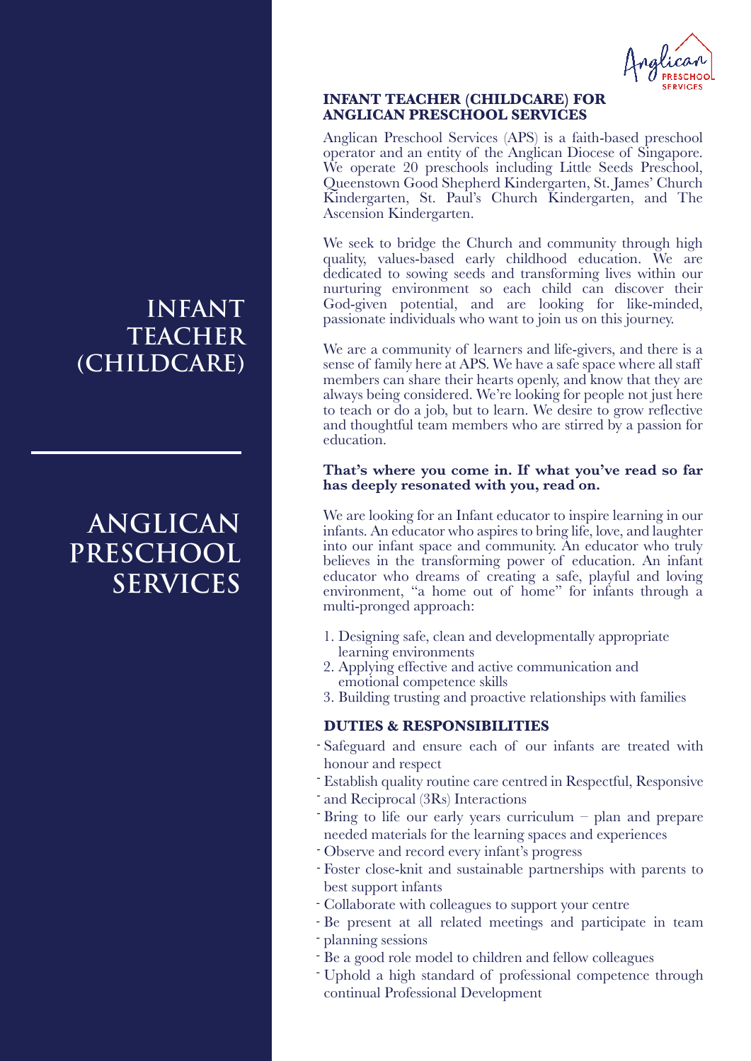# INFANT TEACHER (CHILDCARE)

# ANGLICAN PRESCHOOL SERVICES

Anglican PRESCHOOL SERVICES

## INFANT TEACHER (CHILDCARE) FOR ANGLICAN PRESCHOOL SERVICES

Anglican Preschool Services (APS) is a faith-based preschool operator and an entity of the Anglican Diocese of Singapore. We operate 20 preschools including Little Seeds Preschool, Queenstown Good Shepherd Kindergarten, St. James' Church Kindergarten, St. Paul's Church Kindergarten, and The Ascension Kindergarten.

We seek to bridge the Church and community through high quality, values-based early childhood education. We are dedicated to sowing seeds and transforming lives within our nurturing environment so each child can discover their God-given potential, and are looking for like-minded, passionate individuals who want to join us on this journey.

We are a community of learners and life-givers, and there is a sense of family here at APS. We have a safe space where all staff members can share their hearts openly, and know that they are always being considered. We're looking for people not just here to teach or do a job, but to learn. We desire to grow reflective and thoughtful team members who are stirred by a passion for education.

**That's where you come in. If what you've read so far has deeply resonated with you, read on.**

We are looking for an Infant educator to inspire learning in our infants. An educator who aspires to bring life, love, and laughter into our infant space and community. An educator who truly believes in the transforming power of education. An infant educator who dreams of creating a safe, playful and loving environment, "a home out of home" for infants through a multi-pronged approach:

1. Designing safe, clean and developmentally appropriate learning environments
2. Applying effective and active communication and emotional competence skills
3. Building trusting and proactive relationships with families

### DUTIES & RESPONSIBILITIES

- Safeguard and ensure each of our infants are treated with honour and respect
- Establish quality routine care centred in Respectful, Responsive and Reciprocal (3Rs) Interactions
- Bring to life our early years curriculum – plan and prepare needed materials for the learning spaces and experiences
- Observe and record every infant's progress
- Foster close-knit and sustainable partnerships with parents to best support infants
- Collaborate with colleagues to support your centre
- Be present at all related meetings and participate in team planning sessions
- Be a good role model to children and fellow colleagues
- Uphold a high standard of professional competence through continual Professional Development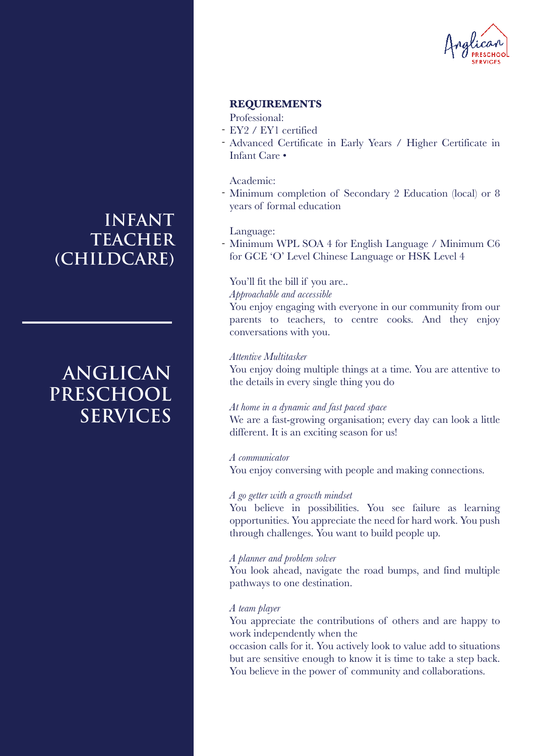# INFANT TEACHER (CHILDCARE)

## ANGLICAN PRESCHOOL SERVICES

### REQUIREMENTS

Professional:

- EY2 / EY1 certified
- Advanced Certificate in Early Years / Higher Certificate in Infant Care •

Academic:

- Minimum completion of Secondary 2 Education (local) or 8 years of formal education

Language:

- Minimum WPL SOA 4 for English Language / Minimum C6 for GCE 'O' Level Chinese Language or HSK Level 4

You'll fit the bill if you are..

*Approachable and accessible*

You enjoy engaging with everyone in our community from our parents to teachers, to centre cooks. And they enjoy conversations with you.

*Attentive Multitasker*

You enjoy doing multiple things at a time. You are attentive to the details in every single thing you do

*At home in a dynamic and fast paced space*

We are a fast-growing organisation; every day can look a little different. It is an exciting season for us!

*A communicator*

You enjoy conversing with people and making connections.

*A go getter with a growth mindset*

You believe in possibilities. You see failure as learning opportunities. You appreciate the need for hard work. You push through challenges. You want to build people up.

*A planner and problem solver*

You look ahead, navigate the road bumps, and find multiple pathways to one destination.

*A team player*

You appreciate the contributions of others and are happy to work independently when the occasion calls for it. You actively look to value add to situations but are sensitive enough to know it is time to take a step back. You believe in the power of community and collaborations.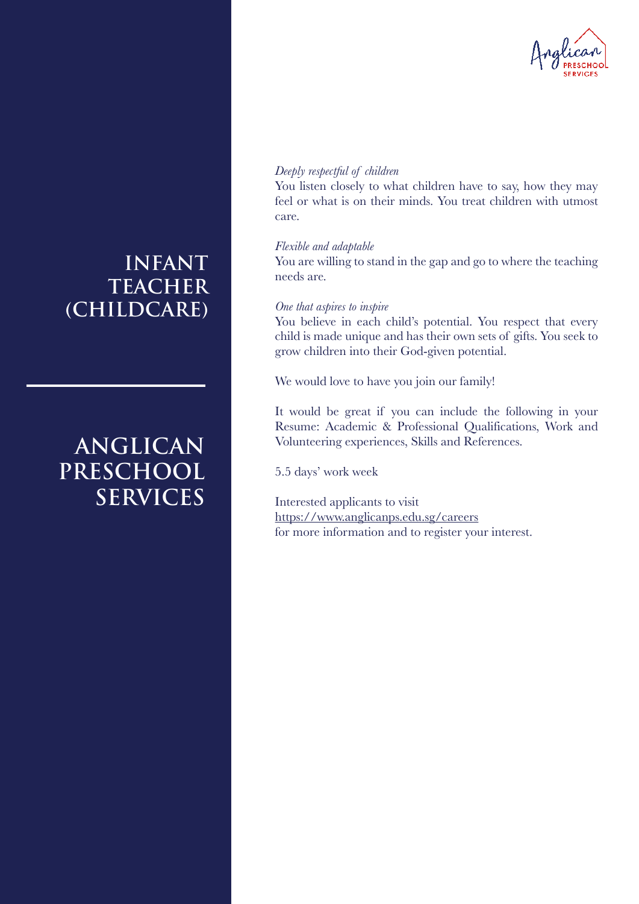# INFANT TEACHER (CHILDCARE)

## ANGLICAN PRESCHOOL SERVICES

*Deeply respectful of children*
You listen closely to what children have to say, how they may feel or what is on their minds. You treat children with utmost care.

*Flexible and adaptable*
You are willing to stand in the gap and go to where the teaching needs are.

*One that aspires to inspire*
You believe in each child's potential. You respect that every child is made unique and has their own sets of gifts. You seek to grow children into their God-given potential.

We would love to have you join our family!

It would be great if you can include the following in your Resume: Academic & Professional Qualifications, Work and Volunteering experiences, Skills and References.

5.5 days' work week

Interested applicants to visit
https://www.anglicanps.edu.sg/careers
for more information and to register your interest.